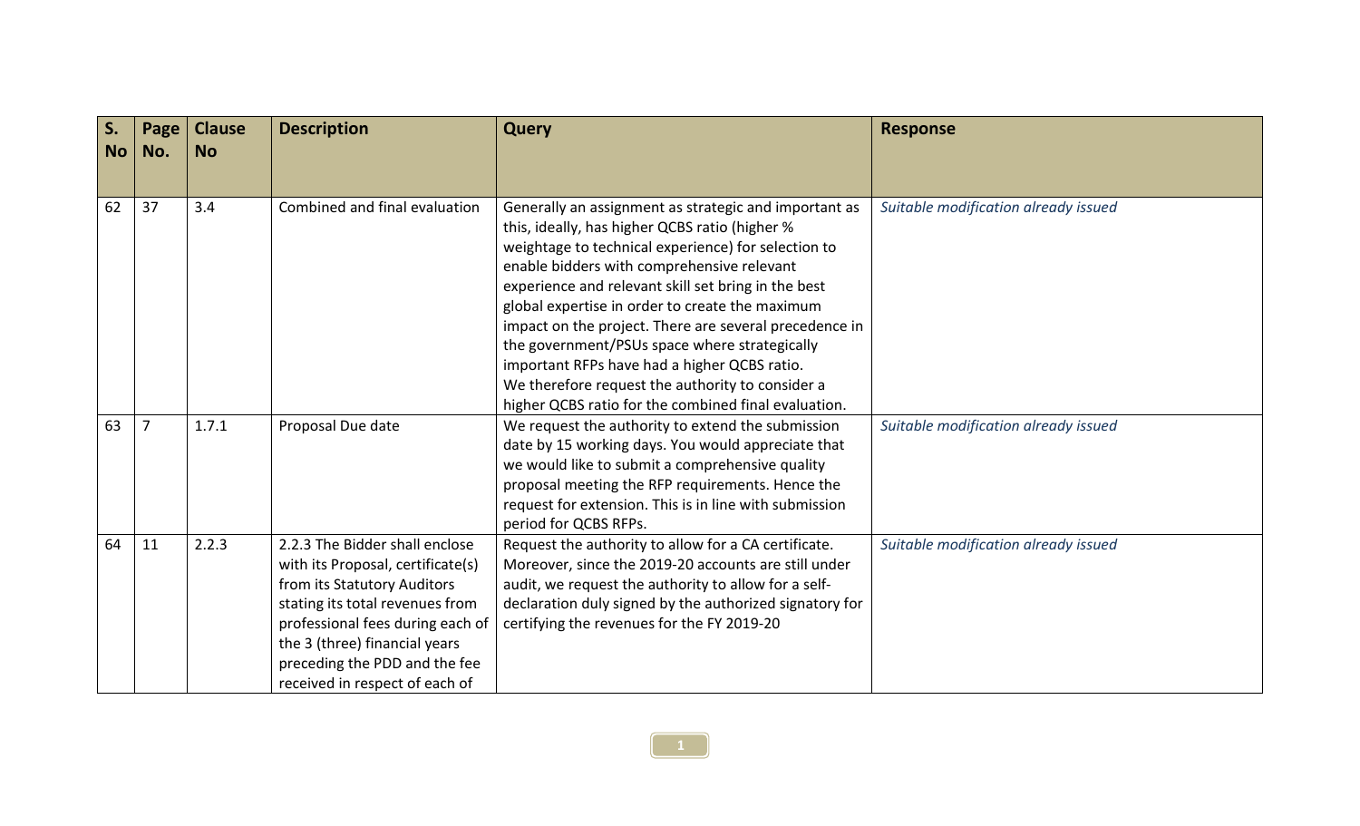| S. No | Page No. | Clause No | Description | Query | Response |
|---|---|---|---|---|---|
| 62 | 37 | 3.4 | Combined and final evaluation | Generally an assignment as strategic and important as this, ideally, has higher QCBS ratio (higher % weightage to technical experience) for selection to enable bidders with comprehensive relevant experience and relevant skill set bring in the best global expertise in order to create the maximum impact on the project. There are several precedence in the government/PSUs space where strategically important RFPs have had a higher QCBS ratio. We therefore request the authority to consider a higher QCBS ratio for the combined final evaluation. | *Suitable modification already issued* |
| 63 | 7 | 1.7.1 | Proposal Due date | We request the authority to extend the submission date by 15 working days. You would appreciate that we would like to submit a comprehensive quality proposal meeting the RFP requirements. Hence the request for extension. This is in line with submission period for QCBS RFPs. | *Suitable modification already issued* |
| 64 | 11 | 2.2.3 | 2.2.3 The Bidder shall enclose with its Proposal, certificate(s) from its Statutory Auditors stating its total revenues from professional fees during each of the 3 (three) financial years preceding the PDD and the fee received in respect of each of | Request the authority to allow for a CA certificate. Moreover, since the 2019-20 accounts are still under audit, we request the authority to allow for a self-declaration duly signed by the authorized signatory for certifying the revenues for the FY 2019-20 | *Suitable modification already issued* |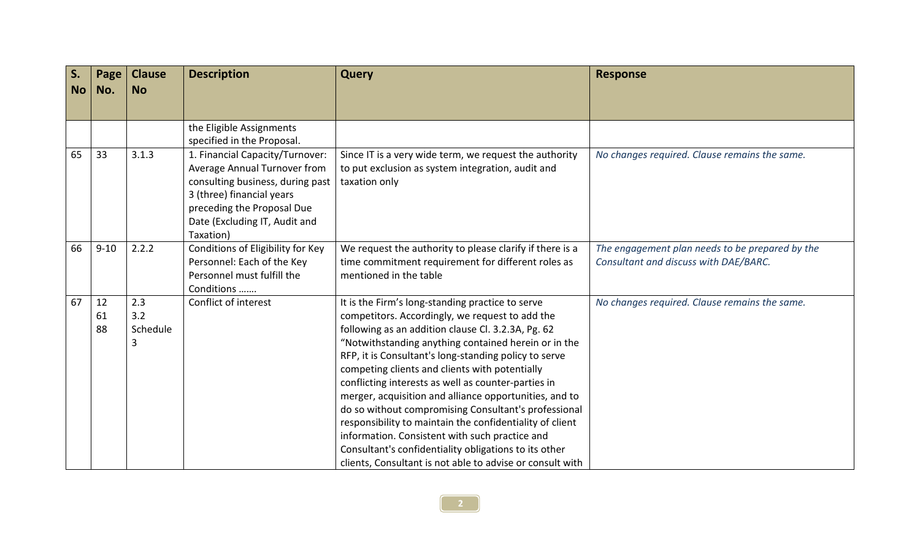| S. No | Page No. | Clause No | Description | Query | Response |
|---|---|---|---|---|---|
| | | | the Eligible Assignments specified in the Proposal. | | |
| 65 | 33 | 3.1.3 | 1. Financial Capacity/Turnover: Average Annual Turnover from consulting business, during past 3 (three) financial years preceding the Proposal Due Date (Excluding IT, Audit and Taxation) | Since IT is a very wide term, we request the authority to put exclusion as system integration, audit and taxation only | *No changes required. Clause remains the same.* |
| 66 | 9-10 | 2.2.2 | Conditions of Eligibility for Key Personnel: Each of the Key Personnel must fulfill the Conditions ……. | We request the authority to please clarify if there is a time commitment requirement for different roles as mentioned in the table | *The engagement plan needs to be prepared by the Consultant and discuss with DAE/BARC.* |
| 67 | 12<br>61<br>88 | 2.3<br>3.2<br>Schedule 3 | Conflict of interest | It is the Firm's long-standing practice to serve competitors. Accordingly, we request to add the following as an addition clause Cl. 3.2.3A, Pg. 62 "Notwithstanding anything contained herein or in the RFP, it is Consultant's long-standing policy to serve competing clients and clients with potentially conflicting interests as well as counter-parties in merger, acquisition and alliance opportunities, and to do so without compromising Consultant's professional responsibility to maintain the confidentiality of client information. Consistent with such practice and Consultant's confidentiality obligations to its other clients, Consultant is not able to advise or consult with | *No changes required. Clause remains the same.* |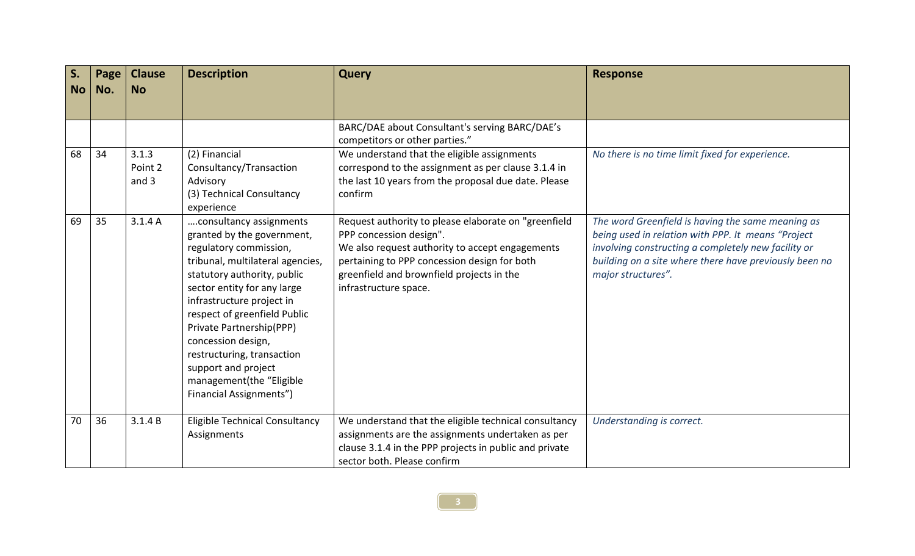| S. No | Page No. | Clause No | Description | Query | Response |
|---|---|---|---|---|---|
| | | | | BARC/DAE about Consultant's serving BARC/DAE's competitors or other parties." | |
| 68 | 34 | 3.1.3 Point 2 and 3 | (2) Financial Consultancy/Transaction Advisory<br>(3) Technical Consultancy experience | We understand that the eligible assignments correspond to the assignment as per clause 3.1.4 in the last 10 years from the proposal due date. Please confirm | *No there is no time limit fixed for experience.* |
| 69 | 35 | 3.1.4 A | ….consultancy assignments granted by the government, regulatory commission, tribunal, multilateral agencies, statutory authority, public sector entity for any large infrastructure project in respect of greenfield Public Private Partnership(PPP) concession design, restructuring, transaction support and project management(the "Eligible Financial Assignments") | Request authority to please elaborate on "greenfield PPP concession design".<br>We also request authority to accept engagements pertaining to PPP concession design for both greenfield and brownfield projects in the infrastructure space. | *The word Greenfield is having the same meaning as being used in relation with PPP. It means "Project involving constructing a completely new facility or building on a site where there have previously been no major structures".* |
| 70 | 36 | 3.1.4 B | Eligible Technical Consultancy Assignments | We understand that the eligible technical consultancy assignments are the assignments undertaken as per clause 3.1.4 in the PPP projects in public and private sector both. Please confirm | *Understanding is correct.* |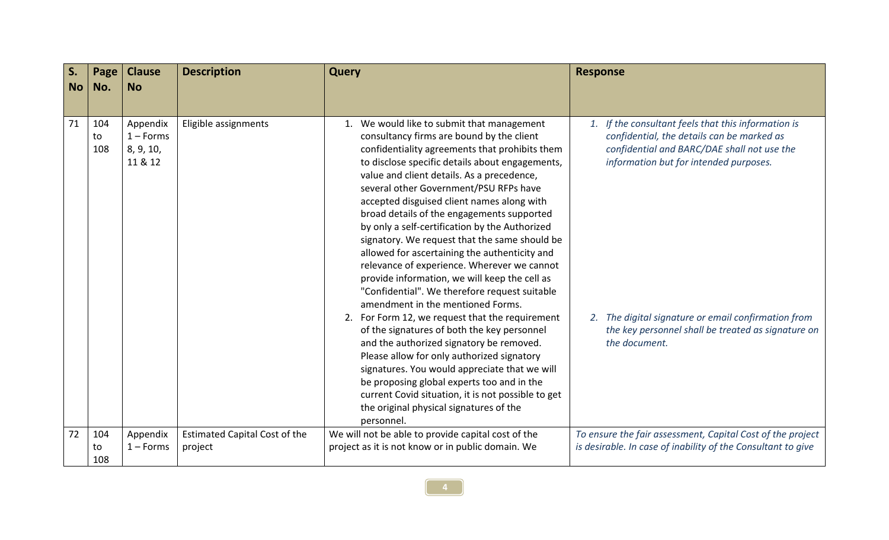| S. No | Page No. | Clause No | Description | Query | Response |
|---|---|---|---|---|---|
| 71 | 104 to 108 | Appendix 1 – Forms 8, 9, 10, 11 & 12 | Eligible assignments | 1. We would like to submit that management consultancy firms are bound by the client confidentiality agreements that prohibits them to disclose specific details about engagements, value and client details. As a precedence, several other Government/PSU RFPs have accepted disguised client names along with broad details of the engagements supported by only a self-certification by the Authorized signatory. We request that the same should be allowed for ascertaining the authenticity and relevance of experience. Wherever we cannot provide information, we will keep the cell as "Confidential". We therefore request suitable amendment in the mentioned Forms. 2. For Form 12, we request that the requirement of the signatures of both the key personnel and the authorized signatory be removed. Please allow for only authorized signatory signatures. You would appreciate that we will be proposing global experts too and in the current Covid situation, it is not possible to get the original physical signatures of the personnel. | *1. If the consultant feels that this information is confidential, the details can be marked as confidential and BARC/DAE shall not use the information but for intended purposes.* *2. The digital signature or email confirmation from the key personnel shall be treated as signature on the document.* |
| 72 | 104 to 108 | Appendix 1 – Forms | Estimated Capital Cost of the project | We will not be able to provide capital cost of the project as it is not know or in public domain. We | *To ensure the fair assessment, Capital Cost of the project is desirable. In case of inability of the Consultant to give* |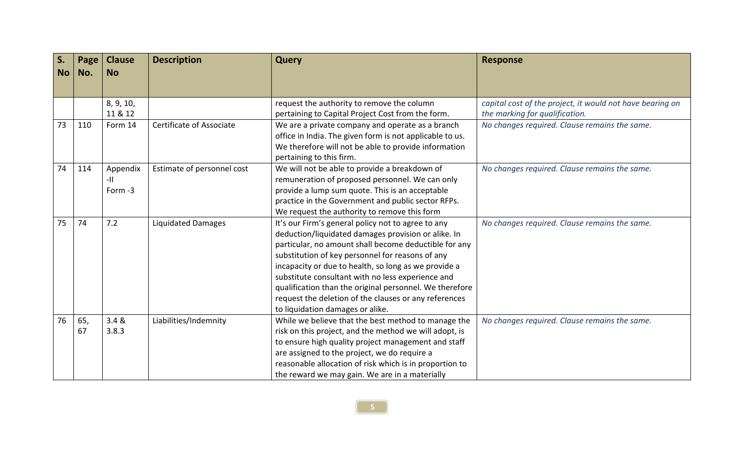| S. No | Page No. | Clause No | Description | Query | Response |
|---|---|---|---|---|---|
| | | 8, 9, 10, 11 & 12 | | request the authority to remove the column pertaining to Capital Project Cost from the form. | *capital cost of the project, it would not have bearing on the marking for qualification.* |
| 73 | 110 | Form 14 | Certificate of Associate | We are a private company and operate as a branch office in India. The given form is not applicable to us. We therefore will not be able to provide information pertaining to this firm. | *No changes required. Clause remains the same.* |
| 74 | 114 | Appendix -II Form -3 | Estimate of personnel cost | We will not be able to provide a breakdown of remuneration of proposed personnel. We can only provide a lump sum quote. This is an acceptable practice in the Government and public sector RFPs. We request the authority to remove this form | *No changes required. Clause remains the same.* |
| 75 | 74 | 7.2 | Liquidated Damages | It's our Firm's general policy not to agree to any deduction/liquidated damages provision or alike. In particular, no amount shall become deductible for any substitution of key personnel for reasons of any incapacity or due to health, so long as we provide a substitute consultant with no less experience and qualification than the original personnel. We therefore request the deletion of the clauses or any references to liquidation damages or alike. | *No changes required. Clause remains the same.* |
| 76 | 65, 67 | 3.4 & 3.8.3 | Liabilities/Indemnity | While we believe that the best method to manage the risk on this project, and the method we will adopt, is to ensure high quality project management and staff are assigned to the project, we do require a reasonable allocation of risk which is in proportion to the reward we may gain. We are in a materially | *No changes required. Clause remains the same.* |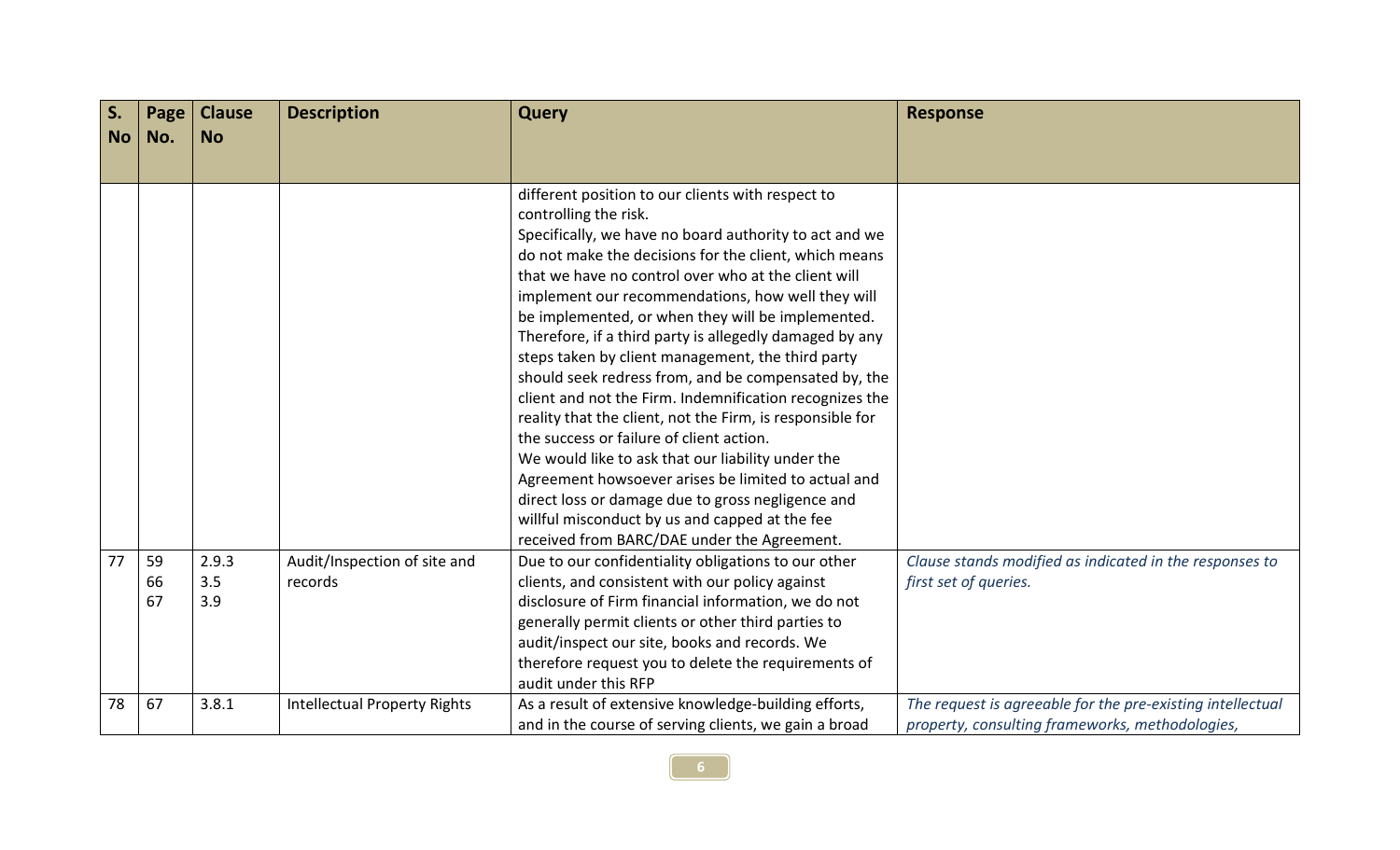| S. No | Page No. | Clause No | Description | Query | Response |
|---|---|---|---|---|---|
| | | | | different position to our clients with respect to controlling the risk.<br>Specifically, we have no board authority to act and we do not make the decisions for the client, which means that we have no control over who at the client will implement our recommendations, how well they will be implemented, or when they will be implemented. Therefore, if a third party is allegedly damaged by any steps taken by client management, the third party should seek redress from, and be compensated by, the client and not the Firm. Indemnification recognizes the reality that the client, not the Firm, is responsible for the success or failure of client action.<br>We would like to ask that our liability under the Agreement howsoever arises be limited to actual and direct loss or damage due to gross negligence and willful misconduct by us and capped at the fee received from BARC/DAE under the Agreement. | |
| 77 | 59<br>66<br>67 | 2.9.3<br>3.5<br>3.9 | Audit/Inspection of site and records | Due to our confidentiality obligations to our other clients, and consistent with our policy against disclosure of Firm financial information, we do not generally permit clients or other third parties to audit/inspect our site, books and records. We therefore request you to delete the requirements of audit under this RFP | *Clause stands modified as indicated in the responses to first set of queries.* |
| 78 | 67 | 3.8.1 | Intellectual Property Rights | As a result of extensive knowledge-building efforts, and in the course of serving clients, we gain a broad | *The request is agreeable for the pre-existing intellectual property, consulting frameworks, methodologies,* |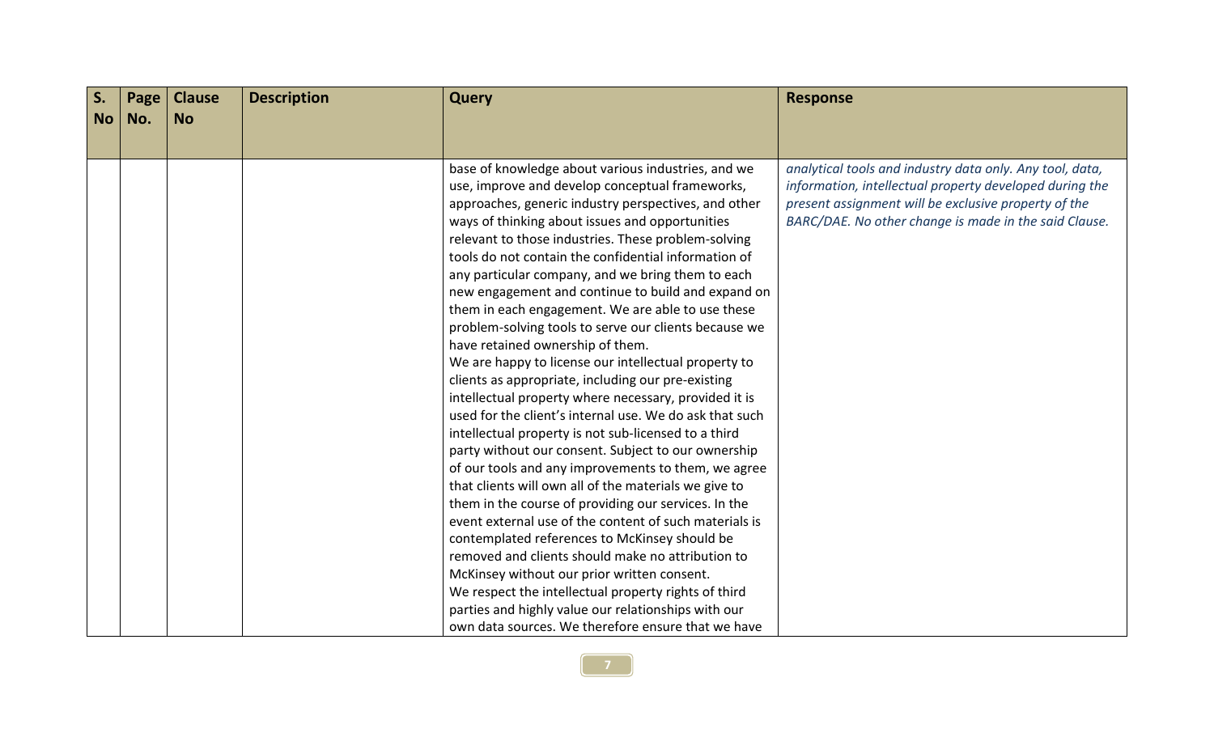| S. No | Page No. | Clause No | Description | Query | Response |
|---|---|---|---|---|---|
| | | | | base of knowledge about various industries, and we use, improve and develop conceptual frameworks, approaches, generic industry perspectives, and other ways of thinking about issues and opportunities relevant to those industries. These problem-solving tools do not contain the confidential information of any particular company, and we bring them to each new engagement and continue to build and expand on them in each engagement. We are able to use these problem-solving tools to serve our clients because we have retained ownership of them.<br>We are happy to license our intellectual property to clients as appropriate, including our pre-existing intellectual property where necessary, provided it is used for the client's internal use. We do ask that such intellectual property is not sub-licensed to a third party without our consent. Subject to our ownership of our tools and any improvements to them, we agree that clients will own all of the materials we give to them in the course of providing our services. In the event external use of the content of such materials is contemplated references to McKinsey should be removed and clients should make no attribution to McKinsey without our prior written consent.<br>We respect the intellectual property rights of third parties and highly value our relationships with our own data sources. We therefore ensure that we have | *analytical tools and industry data only. Any tool, data, information, intellectual property developed during the present assignment will be exclusive property of the BARC/DAE. No other change is made in the said Clause.* |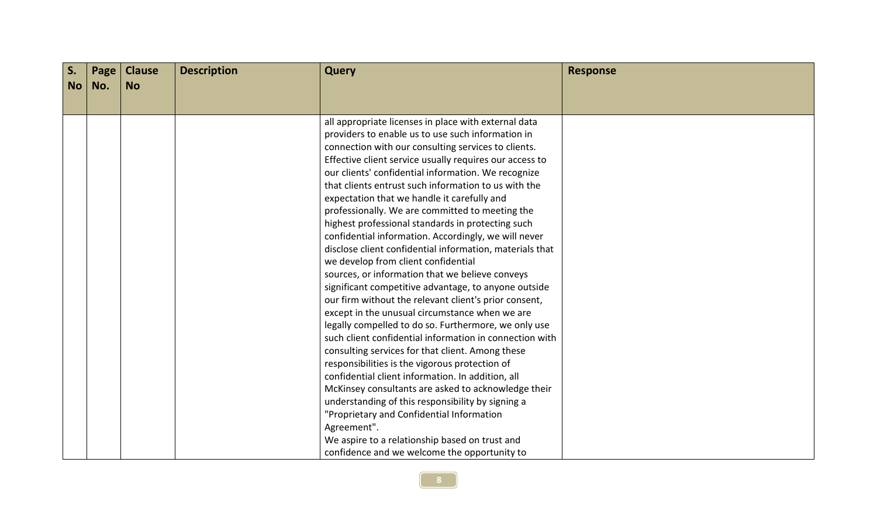| S. No | Page No. | Clause No | Description | Query | Response |
|---|---|---|---|---|---|
| | | | | all appropriate licenses in place with external data providers to enable us to use such information in connection with our consulting services to clients. Effective client service usually requires our access to our clients' confidential information. We recognize that clients entrust such information to us with the expectation that we handle it carefully and professionally. We are committed to meeting the highest professional standards in protecting such confidential information. Accordingly, we will never disclose client confidential information, materials that we develop from client confidential sources, or information that we believe conveys significant competitive advantage, to anyone outside our firm without the relevant client's prior consent, except in the unusual circumstance when we are legally compelled to do so. Furthermore, we only use such client confidential information in connection with consulting services for that client. Among these responsibilities is the vigorous protection of confidential client information. In addition, all McKinsey consultants are asked to acknowledge their understanding of this responsibility by signing a "Proprietary and Confidential Information Agreement". We aspire to a relationship based on trust and confidence and we welcome the opportunity to | |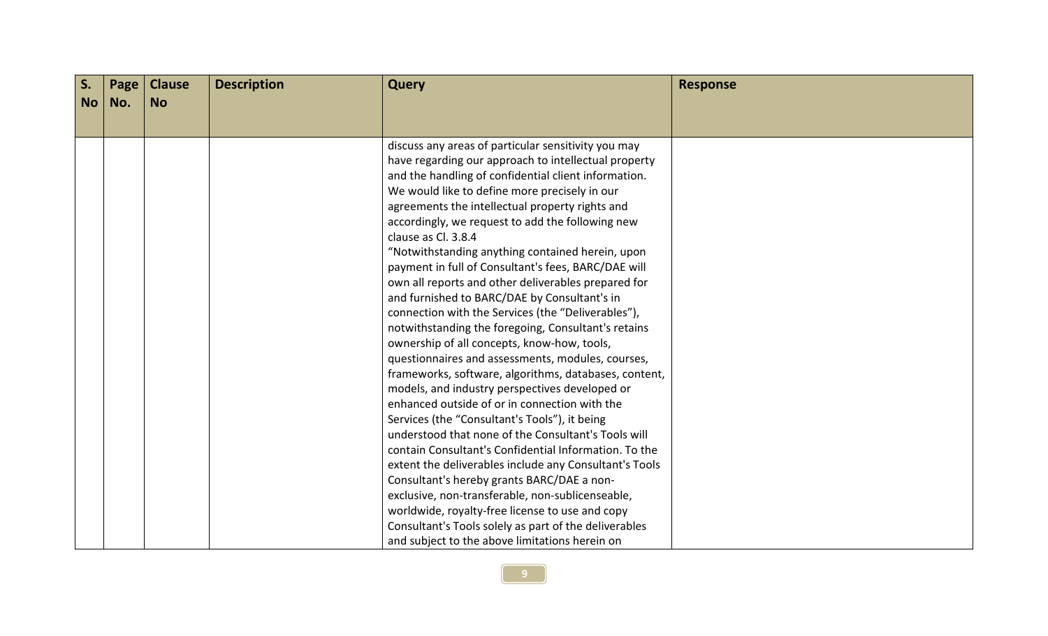| S. No | Page No. | Clause No | Description | Query | Response |
|---|---|---|---|---|---|
| | | | | discuss any areas of particular sensitivity you may have regarding our approach to intellectual property and the handling of confidential client information. We would like to define more precisely in our agreements the intellectual property rights and accordingly, we request to add the following new clause as Cl. 3.8.4 "Notwithstanding anything contained herein, upon payment in full of Consultant's fees, BARC/DAE will own all reports and other deliverables prepared for and furnished to BARC/DAE by Consultant's in connection with the Services (the "Deliverables"), notwithstanding the foregoing, Consultant's retains ownership of all concepts, know-how, tools, questionnaires and assessments, modules, courses, frameworks, software, algorithms, databases, content, models, and industry perspectives developed or enhanced outside of or in connection with the Services (the "Consultant's Tools"), it being understood that none of the Consultant's Tools will contain Consultant's Confidential Information. To the extent the deliverables include any Consultant's Tools Consultant's hereby grants BARC/DAE a non-exclusive, non-transferable, non-sublicenseable, worldwide, royalty-free license to use and copy Consultant's Tools solely as part of the deliverables and subject to the above limitations herein on | |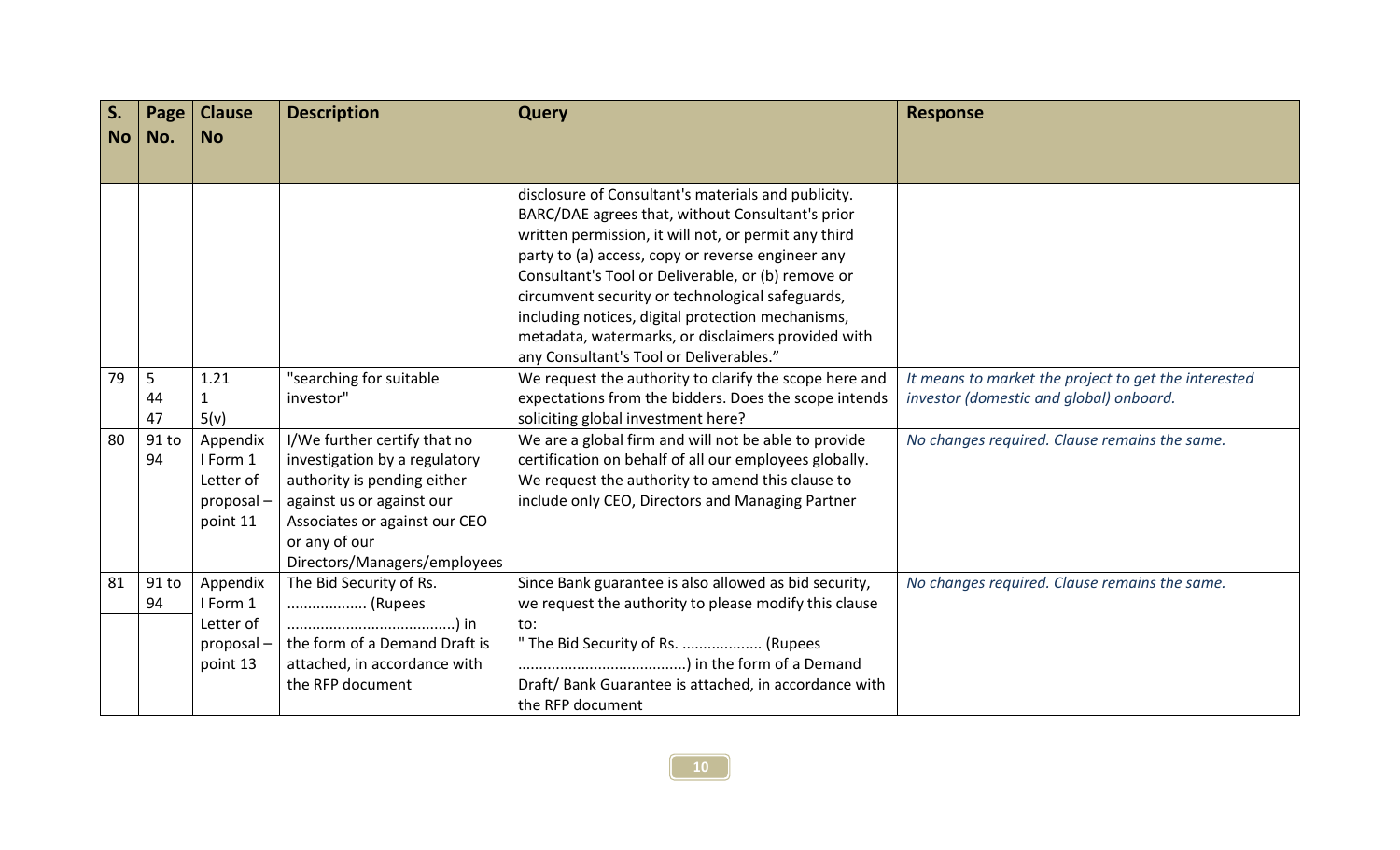| S. No | Page No. | Clause No | Description | Query | Response |
|---|---|---|---|---|---|
| | | | | disclosure of Consultant's materials and publicity. BARC/DAE agrees that, without Consultant's prior written permission, it will not, or permit any third party to (a) access, copy or reverse engineer any Consultant's Tool or Deliverable, or (b) remove or circumvent security or technological safeguards, including notices, digital protection mechanisms, metadata, watermarks, or disclaimers provided with any Consultant's Tool or Deliverables." | |
| 79 | 5<br>44<br>47 | 1.21<br>1<br>5(v) | "searching for suitable investor" | We request the authority to clarify the scope here and expectations from the bidders. Does the scope intends soliciting global investment here? | *It means to market the project to get the interested investor (domestic and global) onboard.* |
| 80 | 91 to 94 | Appendix I Form 1 Letter of proposal – point 11 | I/We further certify that no investigation by a regulatory authority is pending either against us or against our Associates or against our CEO or any of our Directors/Managers/employees | We are a global firm and will not be able to provide certification on behalf of all our employees globally. We request the authority to amend this clause to include only CEO, Directors and Managing Partner | *No changes required. Clause remains the same.* |
| 81 | 91 to 94 | Appendix I Form 1 Letter of proposal – point 13 | The Bid Security of Rs. .................. (Rupees .......................................) in the form of a Demand Draft is attached, in accordance with the RFP document | Since Bank guarantee is also allowed as bid security, we request the authority to please modify this clause to:<br>" The Bid Security of Rs. .................. (Rupees .......................................) in the form of a Demand Draft/ Bank Guarantee is attached, in accordance with the RFP document | *No changes required. Clause remains the same.* |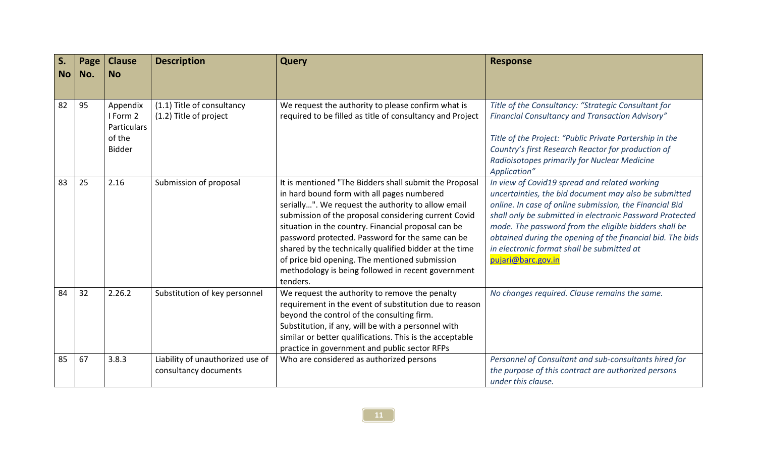| S. No | Page No. | Clause No | Description | Query | Response |
|---|---|---|---|---|---|
| 82 | 95 | Appendix I Form 2 Particulars of the Bidder | (1.1) Title of consultancy<br>(1.2) Title of project | We request the authority to please confirm what is required to be filled as title of consultancy and Project | *Title of the Consultancy: "Strategic Consultant for Financial Consultancy and Transaction Advisory"*<br><br>*Title of the Project: "Public Private Partership in the Country's first Research Reactor for production of Radioisotopes primarily for Nuclear Medicine Application"* |
| 83 | 25 | 2.16 | Submission of proposal | It is mentioned "The Bidders shall submit the Proposal in hard bound form with all pages numbered serially…". We request the authority to allow email submission of the proposal considering current Covid situation in the country. Financial proposal can be password protected. Password for the same can be shared by the technically qualified bidder at the time of price bid opening. The mentioned submission methodology is being followed in recent government tenders. | *In view of Covid19 spread and related working uncertainties, the bid document may also be submitted online. In case of online submission, the Financial Bid shall only be submitted in electronic Password Protected mode. The password from the eligible bidders shall be obtained during the opening of the financial bid. The bids in electronic format shall be submitted at* pujari@barc.gov.in |
| 84 | 32 | 2.26.2 | Substitution of key personnel | We request the authority to remove the penalty requirement in the event of substitution due to reason beyond the control of the consulting firm. Substitution, if any, will be with a personnel with similar or better qualifications. This is the acceptable practice in government and public sector RFPs | *No changes required. Clause remains the same.* |
| 85 | 67 | 3.8.3 | Liability of unauthorized use of consultancy documents | Who are considered as authorized persons | *Personnel of Consultant and sub-consultants hired for the purpose of this contract are authorized persons under this clause.* |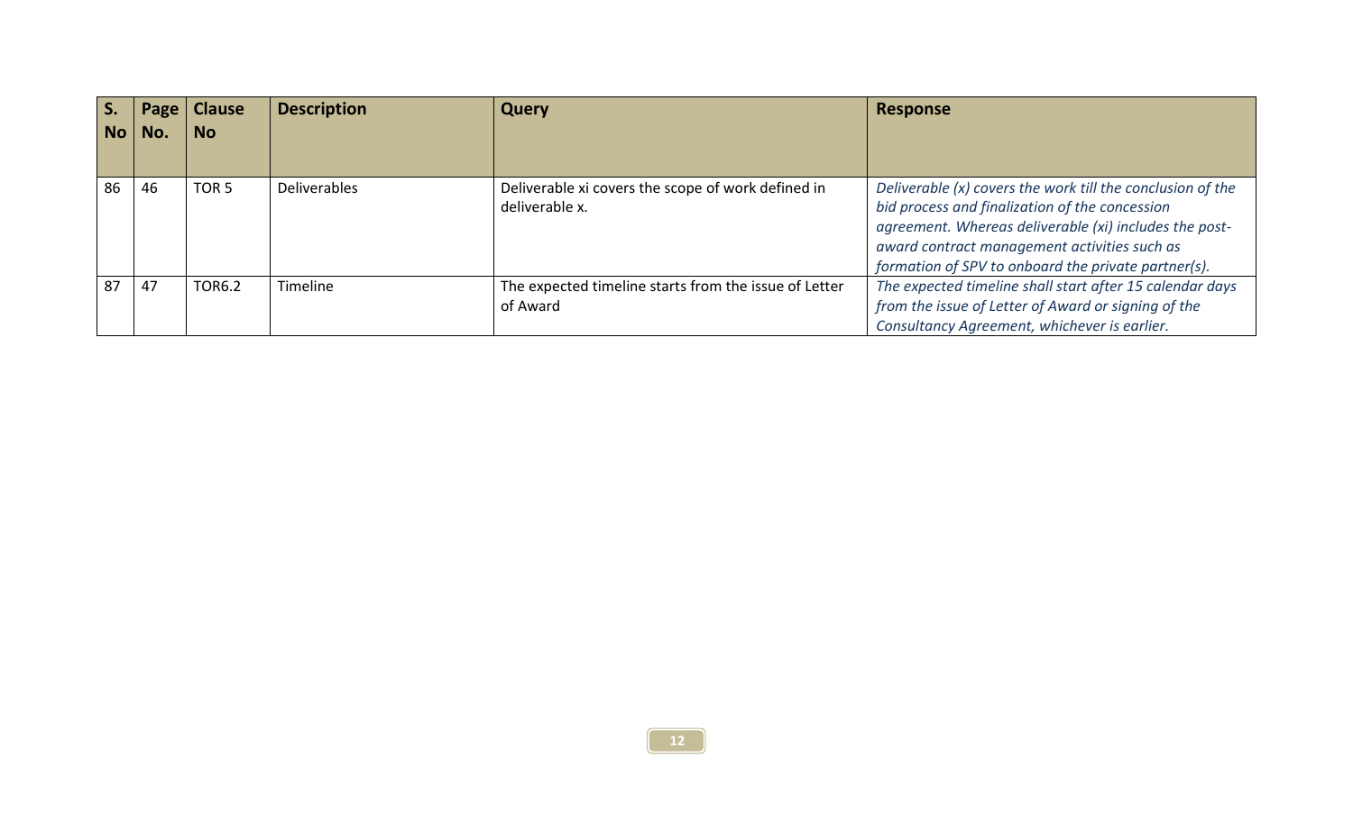| S. No | Page No. | Clause No | Description | Query | Response |
|---|---|---|---|---|---|
| 86 | 46 | TOR 5 | Deliverables | Deliverable xi covers the scope of work defined in deliverable x. | *Deliverable (x) covers the work till the conclusion of the bid process and finalization of the concession agreement. Whereas deliverable (xi) includes the post-award contract management activities such as formation of SPV to onboard the private partner(s).* |
| 87 | 47 | TOR6.2 | Timeline | The expected timeline starts from the issue of Letter of Award | *The expected timeline shall start after 15 calendar days from the issue of Letter of Award or signing of the Consultancy Agreement, whichever is earlier.* |